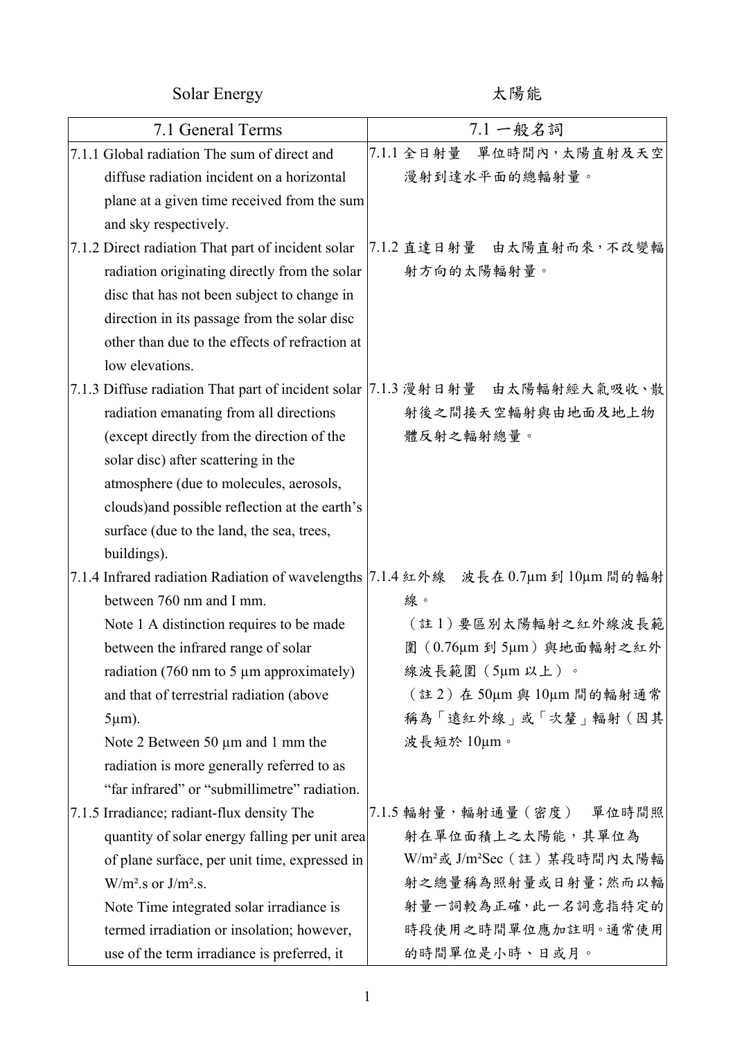Solar Energy　　　　太陽能

| 7.1 General Terms | 7.1 一般名詞 |
| --- | --- |
| 7.1.1 Global radiation The sum of direct and diffuse radiation incident on a horizontal plane at a given time received from the sum and sky respectively. | 7.1.1 全日射量　單位時間內，太陽直射及天空漫射到達水平面的總輻射量。 |
| 7.1.2 Direct radiation That part of incident solar radiation originating directly from the solar disc that has not been subject to change in direction in its passage from the solar disc other than due to the effects of refraction at low elevations. | 7.1.2 直達日射量　由太陽直射而來，不改變輻射方向的太陽輻射量。 |
| 7.1.3 Diffuse radiation That part of incident solar radiation emanating from all directions (except directly from the direction of the solar disc) after scattering in the atmosphere (due to molecules, aerosols, clouds)and possible reflection at the earth's surface (due to the land, the sea, trees, buildings). | 7.1.3 漫射日射量　由太陽輻射經大氣吸收、散射後之間接天空輻射與由地面及地上物體反射之輻射總量。 |
| 7.1.4 Infrared radiation Radiation of wavelengths between 760 nm and I mm.<br>Note 1 A distinction requires to be made between the infrared range of solar radiation (760 nm to 5 µm approximately) and that of terrestrial radiation (above 5µm).<br>Note 2 Between 50 µm and 1 mm the radiation is more generally referred to as "far infrared" or "submillimetre" radiation. | 7.1.4 紅外線　波長在 0.7µm 到 10µm 間的輻射線。<br>（註 1）要區別太陽輻射之紅外線波長範圍（0.76µm 到 5µm）與地面輻射之紅外線波長範圍（5µm 以上）。<br>（註 2）在 50µm 與 10µm 間的輻射通常稱為「遠紅外線」或「次釐」輻射（因其波長短於 10µm。 |
| 7.1.5 Irradiance; radiant-flux density The quantity of solar energy falling per unit area of plane surface, per unit time, expressed in $W/m^2.s$ or $J/m^2.s$.<br>Note Time integrated solar irradiance is termed irradiation or insolation; however, use of the term irradiance is preferred, it | 7.1.5 輻射量，輻射通量（密度）　單位時間照射在單位面積上之太陽能，其單位為 $W/m^2$ 或 $J/m^2Sec$（註）某段時間內太陽輻射之總量稱為照射量或日射量；然而以輻射量一詞較為正確，此一名詞意指特定的時段使用之時間單位應加註明。通常使用的時間單位是小時、日或月。 |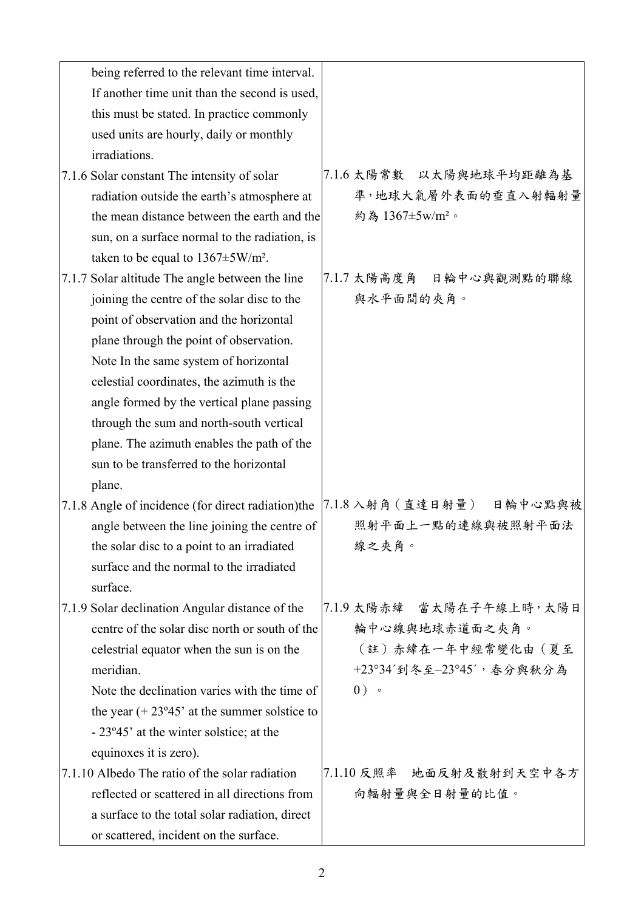| | |
|---|---|
| being referred to the relevant time interval. If another time unit than the second is used, this must be stated. In practice commonly used units are hourly, daily or monthly irradiations. | |
| 7.1.6 Solar constant The intensity of solar radiation outside the earth's atmosphere at the mean distance between the earth and the sun, on a surface normal to the radiation, is taken to be equal to 1367±5W/m². | 7.1.6 太陽常數　以太陽與地球平均距離為基準，地球大氣層外表面的垂直入射輻射量約為 1367±5w/m²。 |
| 7.1.7 Solar altitude The angle between the line joining the centre of the solar disc to the point of observation and the horizontal plane through the point of observation.<br>Note In the same system of horizontal celestial coordinates, the azimuth is the angle formed by the vertical plane passing through the sum and north-south vertical plane. The azimuth enables the path of the sun to be transferred to the horizontal plane. | 7.1.7 太陽高度角　日輪中心與觀測點的聯線與水平面間的夾角。 |
| 7.1.8 Angle of incidence (for direct radiation)the angle between the line joining the centre of the solar disc to a point to an irradiated surface and the normal to the irradiated surface. | 7.1.8 入射角（直達日射量）　日輪中心點與被照射平面上一點的連線與被照射平面法線之夾角。 |
| 7.1.9 Solar declination Angular distance of the centre of the solar disc north or south of the celestrial equator when the sun is on the meridian.<br>Note the declination varies with the time of the year (+ 23º45' at the summer solstice to - 23º45' at the winter solstice; at the equinoxes it is zero). | 7.1.9 太陽赤緯　當太陽在子午線上時，太陽日輪中心線與地球赤道面之夾角。<br>（註）赤緯在一年中經常變化由（夏至+23°34´到冬至–23°45´，春分與秋分為0）。 |
| 7.1.10 Albedo The ratio of the solar radiation reflected or scattered in all directions from a surface to the total solar radiation, direct or scattered, incident on the surface. | 7.1.10 反照率　地面反射及散射到天空中各方向輻射量與全日射量的比值。 |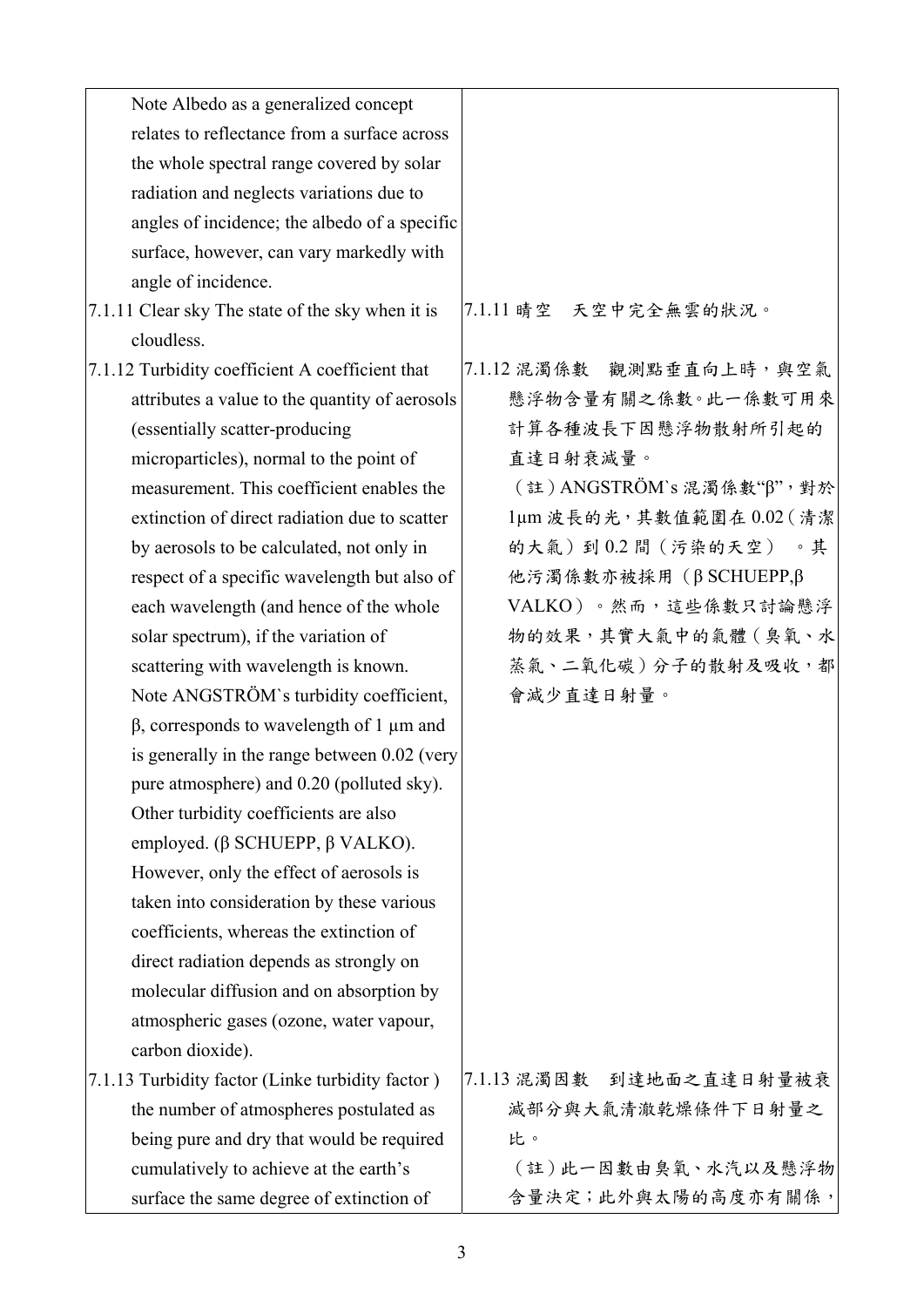| | |
|---|---|
| Note Albedo as a generalized concept relates to reflectance from a surface across the whole spectral range covered by solar radiation and neglects variations due to angles of incidence; the albedo of a specific surface, however, can vary markedly with angle of incidence. | |
| 7.1.11 Clear sky The state of the sky when it is cloudless. | 7.1.11 晴空　天空中完全無雲的狀況。 |
| 7.1.12 Turbidity coefficient A coefficient that attributes a value to the quantity of aerosols (essentially scatter-producing microparticles), normal to the point of measurement. This coefficient enables the extinction of direct radiation due to scatter by aerosols to be calculated, not only in respect of a specific wavelength but also of each wavelength (and hence of the whole solar spectrum), if the variation of scattering with wavelength is known. Note ANGSTRÖM`s turbidity coefficient, β, corresponds to wavelength of 1 μm and is generally in the range between 0.02 (very pure atmosphere) and 0.20 (polluted sky). Other turbidity coefficients are also employed. (β SCHUEPP, β VALKO). However, only the effect of aerosols is taken into consideration by these various coefficients, whereas the extinction of direct radiation depends as strongly on molecular diffusion and on absorption by atmospheric gases (ozone, water vapour, carbon dioxide). | 7.1.12 混濁係數　觀測點垂直向上時，與空氣懸浮物含量有關之係數。此一係數可用來計算各種波長下因懸浮物散射所引起的直達日射衰減量。（註）ANGSTRÖM`s 混濁係數"β"，對於 1μm 波長的光，其數值範圍在 0.02（清潔的大氣）到 0.2 間（污染的天空）。其他污濁係數亦被採用（β SCHUEPP,β VALKO）。然而，這些係數只討論懸浮物的效果，其實大氣中的氣體（臭氧、水蒸氣、二氧化碳）分子的散射及吸收，都會減少直達日射量。 |
| 7.1.13 Turbidity factor (Linke turbidity factor ) the number of atmospheres postulated as being pure and dry that would be required cumulatively to achieve at the earth's surface the same degree of extinction of | 7.1.13 混濁因數　到達地面之直達日射量被衰減部分與大氣清澈乾燥條件下日射量之比。（註）此一因數由臭氧、水汽以及懸浮物含量決定；此外與太陽的高度亦有關係， |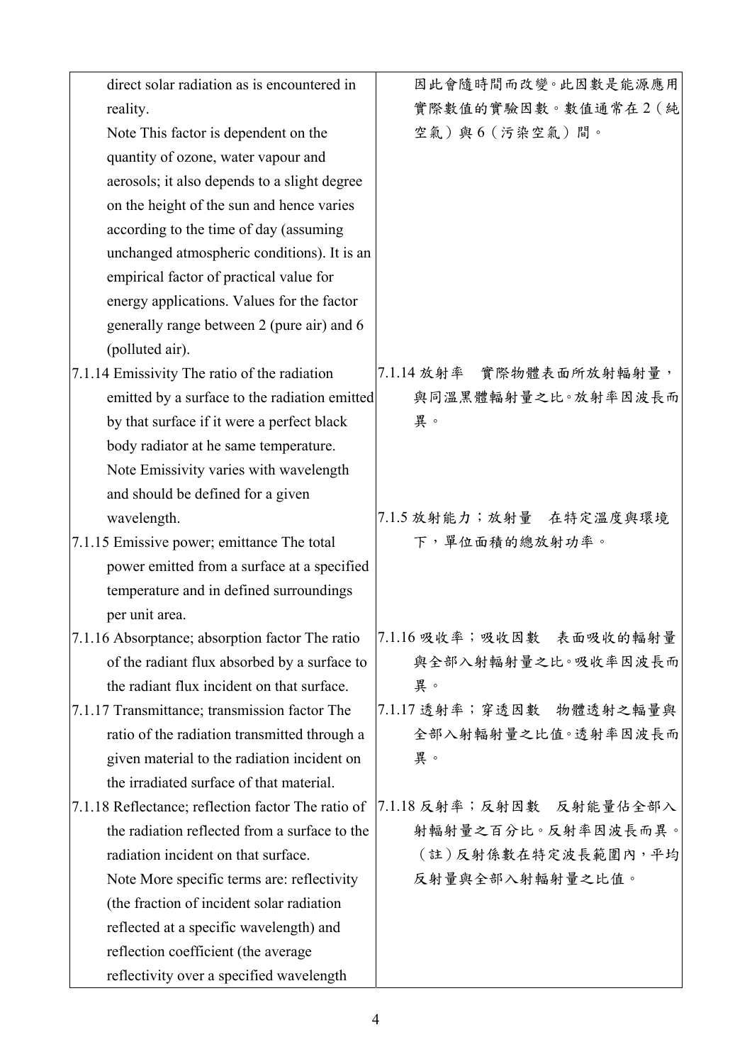| | |
|---|---|
| direct solar radiation as is encountered in reality.<br>Note This factor is dependent on the quantity of ozone, water vapour and aerosols; it also depends to a slight degree on the height of the sun and hence varies according to the time of day (assuming unchanged atmospheric conditions). It is an empirical factor of practical value for energy applications. Values for the factor generally range between 2 (pure air) and 6 (polluted air). | 因此會隨時間而改變。此因數是能源應用實際數值的實驗因數。數值通常在 2（純空氣）與 6（污染空氣）間。 |
| 7.1.14 Emissivity The ratio of the radiation emitted by a surface to the radiation emitted by that surface if it were a perfect black body radiator at he same temperature.<br>Note Emissivity varies with wavelength and should be defined for a given wavelength. | 7.1.14 放射率　實際物體表面所放射輻射量，與同溫黑體輻射量之比。放射率因波長而異。 |
| 7.1.15 Emissive power; emittance The total power emitted from a surface at a specified temperature and in defined surroundings per unit area. | 7.1.5 放射能力；放射量　在特定溫度與環境下，單位面積的總放射功率。 |
| 7.1.16 Absorptance; absorption factor The ratio of the radiant flux absorbed by a surface to the radiant flux incident on that surface. | 7.1.16 吸收率；吸收因數　表面吸收的輻射量與全部入射輻射量之比。吸收率因波長而異。 |
| 7.1.17 Transmittance; transmission factor The ratio of the radiation transmitted through a given material to the radiation incident on the irradiated surface of that material. | 7.1.17 透射率；穿透因數　物體透射之輻量與全部入射輻射量之比值。透射率因波長而異。 |
| 7.1.18 Reflectance; reflection factor The ratio of the radiation reflected from a surface to the radiation incident on that surface.<br>Note More specific terms are: reflectivity (the fraction of incident solar radiation reflected at a specific wavelength) and reflection coefficient (the average reflectivity over a specified wavelength | 7.1.18 反射率；反射因數　反射能量佔全部入射輻射量之百分比。反射率因波長而異。（註）反射係數在特定波長範圍內，平均反射量與全部入射輻射量之比值。 |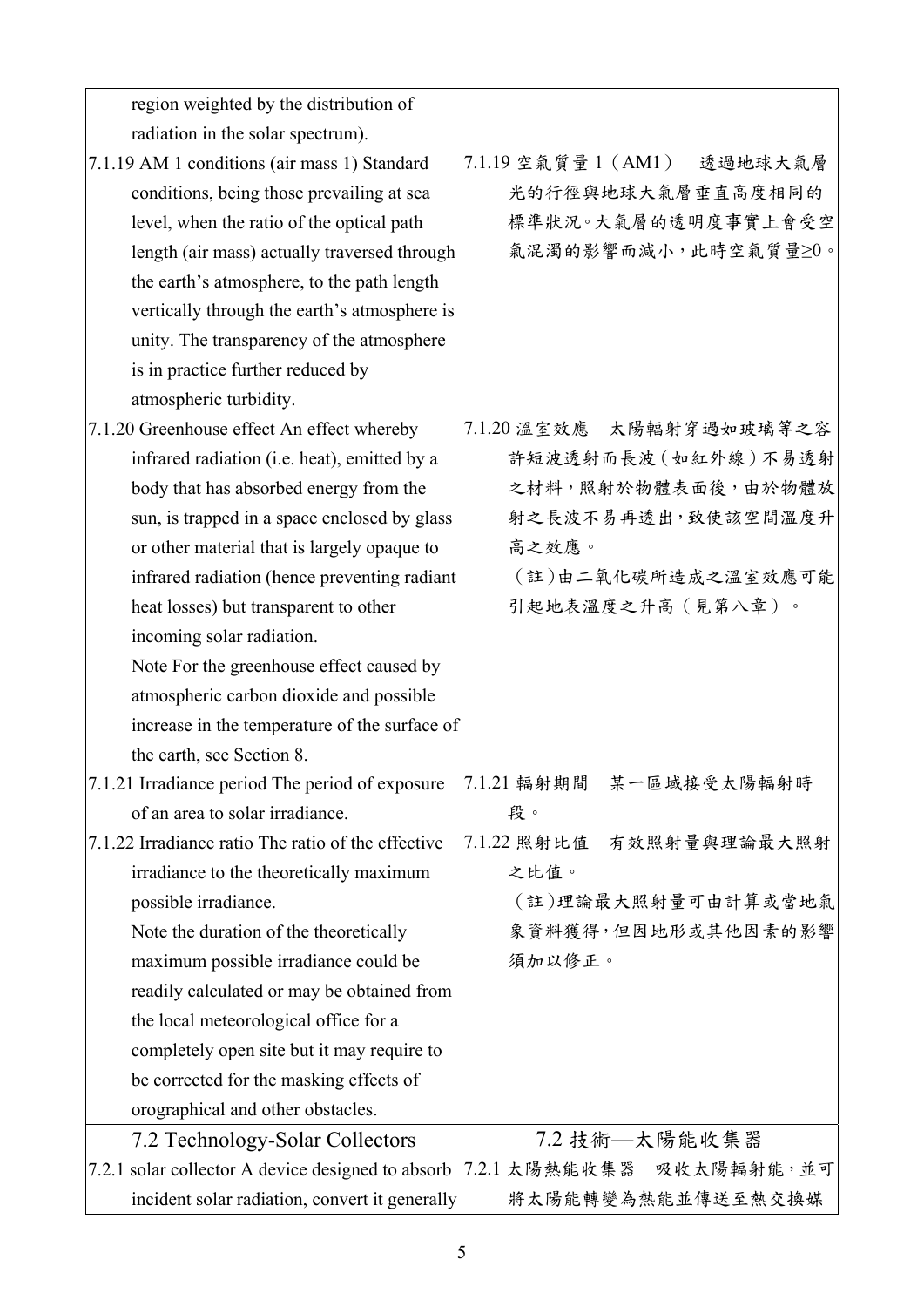| | |
|---|---|
| region weighted by the distribution of radiation in the solar spectrum). | |
| 7.1.19 AM 1 conditions (air mass 1) Standard conditions, being those prevailing at sea level, when the ratio of the optical path length (air mass) actually traversed through the earth's atmosphere, to the path length vertically through the earth's atmosphere is unity. The transparency of the atmosphere is in practice further reduced by atmospheric turbidity. | 7.1.19 空氣質量 1（AM1） 透過地球大氣層光的行徑與地球大氣層垂直高度相同的標準狀況。大氣層的透明度事實上會受空氣混濁的影響而減小，此時空氣質量≥0。 |
| 7.1.20 Greenhouse effect An effect whereby infrared radiation (i.e. heat), emitted by a body that has absorbed energy from the sun, is trapped in a space enclosed by glass or other material that is largely opaque to infrared radiation (hence preventing radiant heat losses) but transparent to other incoming solar radiation.<br>Note For the greenhouse effect caused by atmospheric carbon dioxide and possible increase in the temperature of the surface of the earth, see Section 8. | 7.1.20 溫室效應 太陽輻射穿過如玻璃等之容許短波透射而長波（如紅外線）不易透射之材料，照射於物體表面後，由於物體放射之長波不易再透出，致使該空間溫度升高之效應。<br>（註）由二氧化碳所造成之溫室效應可能引起地表溫度之升高（見第八章）。 |
| 7.1.21 Irradiance period The period of exposure of an area to solar irradiance. | 7.1.21 輻射期間 某一區域接受太陽輻射時段。 |
| 7.1.22 Irradiance ratio The ratio of the effective irradiance to the theoretically maximum possible irradiance.<br>Note the duration of the theoretically maximum possible irradiance could be readily calculated or may be obtained from the local meteorological office for a completely open site but it may require to be corrected for the masking effects of orographical and other obstacles. | 7.1.22 照射比值 有效照射量與理論最大照射之比值。<br>（註）理論最大照射量可由計算或當地氣象資料獲得，但因地形或其他因素的影響須加以修正。 |
| **7.2 Technology-Solar Collectors** | **7.2 技術—太陽能收集器** |
| 7.2.1 solar collector A device designed to absorb incident solar radiation, convert it generally | 7.2.1 太陽熱能收集器 吸收太陽輻射能，並可將太陽能轉變為熱能並傳送至熱交換媒 |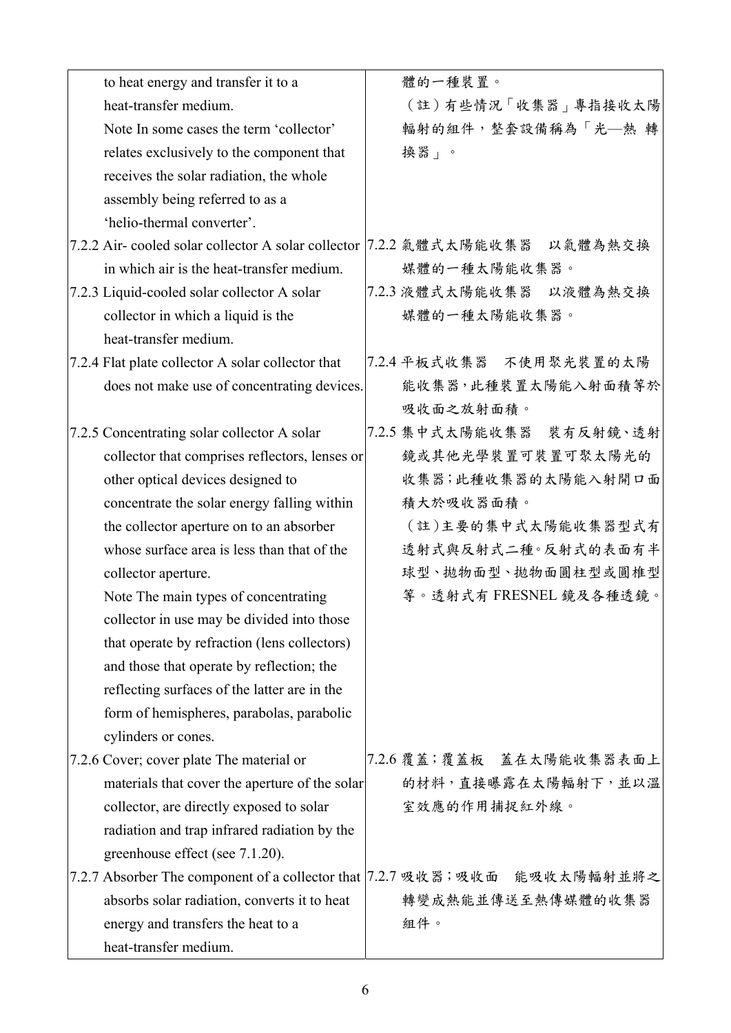| | |
|---|---|
| to heat energy and transfer it to a heat-transfer medium.<br>Note In some cases the term 'collector' relates exclusively to the component that receives the solar radiation, the whole assembly being referred to as a 'helio-thermal converter'. | 體的一種裝置。<br>（註）有些情況「收集器」專指接收太陽輻射的組件，整套設備稱為「光—熱 轉換器」。 |
| 7.2.2 Air- cooled solar collector A solar collector in which air is the heat-transfer medium. | 7.2.2 氣體式太陽能收集器　以氣體為熱交換媒體的一種太陽能收集器。 |
| 7.2.3 Liquid-cooled solar collector A solar collector in which a liquid is the heat-transfer medium. | 7.2.3 液體式太陽能收集器　以液體為熱交換媒體的一種太陽能收集器。 |
| 7.2.4 Flat plate collector A solar collector that does not make use of concentrating devices. | 7.2.4 平板式收集器　不使用聚光裝置的太陽能收集器，此種裝置太陽能入射面積等於吸收面之放射面積。 |
| 7.2.5 Concentrating solar collector A solar collector that comprises reflectors, lenses or other optical devices designed to concentrate the solar energy falling within the collector aperture on to an absorber whose surface area is less than that of the collector aperture.<br>Note The main types of concentrating collector in use may be divided into those that operate by refraction (lens collectors) and those that operate by reflection; the reflecting surfaces of the latter are in the form of hemispheres, parabolas, parabolic cylinders or cones. | 7.2.5 集中式太陽能收集器　裝有反射鏡、透射鏡或其他光學裝置可裝置可聚太陽光的收集器；此種收集器的太陽能入射開口面積大於吸收器面積。<br>（註）主要的集中式太陽能收集器型式有透射式與反射式二種。反射式的表面有半球型、拋物面型、拋物面圓柱型或圓椎型等。透射式有 FRESNEL 鏡及各種透鏡。 |
| 7.2.6 Cover; cover plate The material or materials that cover the aperture of the solar collector, are directly exposed to solar radiation and trap infrared radiation by the greenhouse effect (see 7.1.20). | 7.2.6 覆蓋；覆蓋板　蓋在太陽能收集器表面上的材料，直接曝露在太陽輻射下，並以溫室效應的作用捕捉紅外線。 |
| 7.2.7 Absorber The component of a collector that absorbs solar radiation, converts it to heat energy and transfers the heat to a heat-transfer medium. | 7.2.7 吸收器；吸收面　能吸收太陽輻射並將之轉變成熱能並傳送至熱傳媒體的收集器組件。 |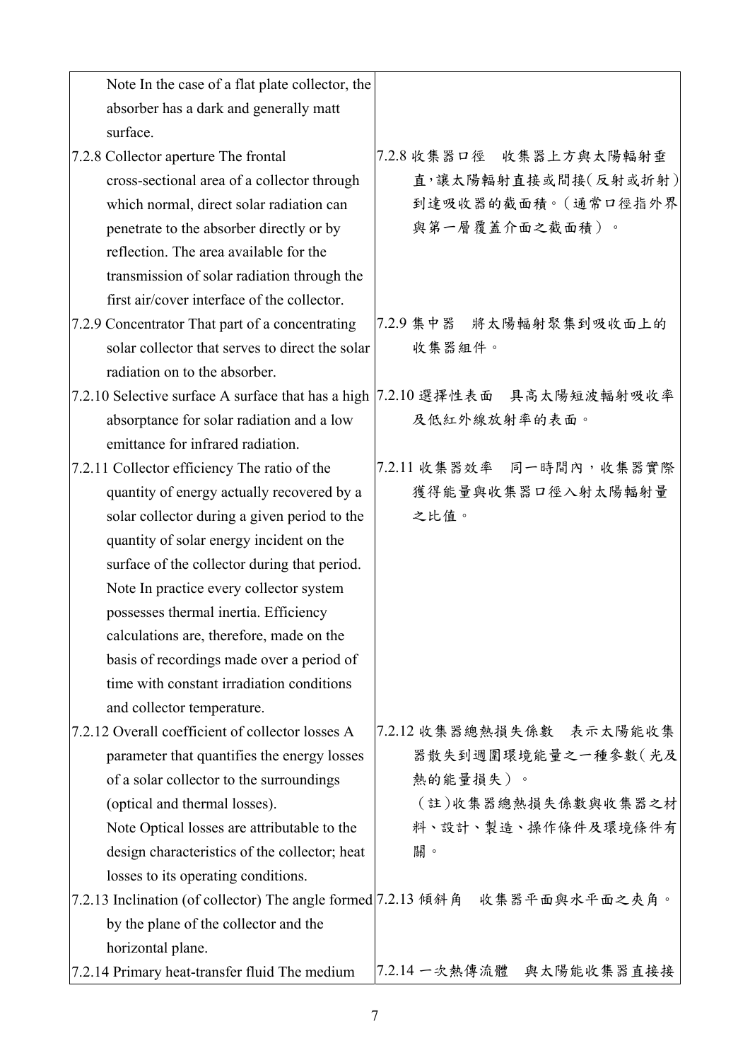| | |
|---|---|
| Note In the case of a flat plate collector, the absorber has a dark and generally matt surface. | |
| 7.2.8 Collector aperture The frontal cross-sectional area of a collector through which normal, direct solar radiation can penetrate to the absorber directly or by reflection. The area available for the transmission of solar radiation through the first air/cover interface of the collector. | 7.2.8 收集器口徑　收集器上方與太陽輻射垂直，讓太陽輻射直接或間接(反射或折射)到達吸收器的截面積。(通常口徑指外界與第一層覆蓋介面之截面積)。 |
| 7.2.9 Concentrator That part of a concentrating solar collector that serves to direct the solar radiation on to the absorber. | 7.2.9 集中器　將太陽輻射聚集到吸收面上的收集器組件。 |
| 7.2.10 Selective surface A surface that has a high absorptance for solar radiation and a low emittance for infrared radiation. | 7.2.10 選擇性表面　具高太陽短波輻射吸收率及低紅外線放射率的表面。 |
| 7.2.11 Collector efficiency The ratio of the quantity of energy actually recovered by a solar collector during a given period to the quantity of solar energy incident on the surface of the collector during that period. Note In practice every collector system possesses thermal inertia. Efficiency calculations are, therefore, made on the basis of recordings made over a period of time with constant irradiation conditions and collector temperature. | 7.2.11 收集器效率　同一時間內，收集器實際獲得能量與收集器口徑入射太陽輻射量之比值。 |
| 7.2.12 Overall coefficient of collector losses A parameter that quantifies the energy losses of a solar collector to the surroundings (optical and thermal losses). Note Optical losses are attributable to the design characteristics of the collector; heat losses to its operating conditions. | 7.2.12 收集器總熱損失係數　表示太陽能收集器散失到週圍環境能量之一種參數(光及熱的能量損失)。(註)收集器總熱損失係數與收集器之材料、設計、製造、操作條件及環境條件有關。 |
| 7.2.13 Inclination (of collector) The angle formed by the plane of the collector and the horizontal plane. | 7.2.13 傾斜角　收集器平面與水平面之夾角。 |
| 7.2.14 Primary heat-transfer fluid The medium | 7.2.14 一次熱傳流體　與太陽能收集器直接接 |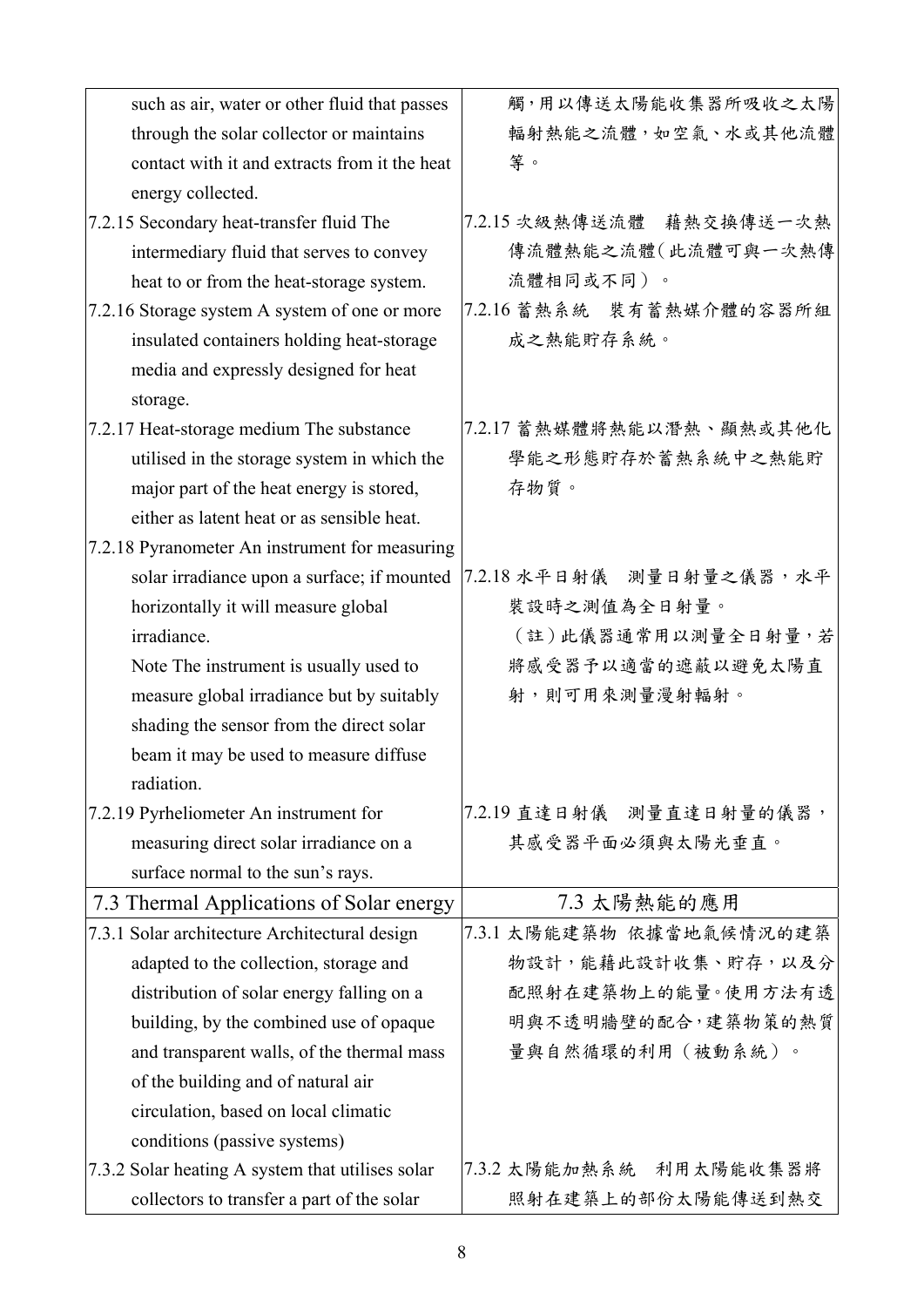| | |
|---|---|
| such as air, water or other fluid that passes through the solar collector or maintains contact with it and extracts from it the heat energy collected. | 觸，用以傳送太陽能收集器所吸收之太陽輻射熱能之流體，如空氣、水或其他流體等。 |
| 7.2.15 Secondary heat-transfer fluid The intermediary fluid that serves to convey heat to or from the heat-storage system. | 7.2.15 次級熱傳送流體　藉熱交換傳送一次熱傳流體熱能之流體(此流體可與一次熱傳流體相同或不同）。 |
| 7.2.16 Storage system A system of one or more insulated containers holding heat-storage media and expressly designed for heat storage. | 7.2.16 蓄熱系統　裝有蓄熱媒介體的容器所組成之熱能貯存系統。 |
| 7.2.17 Heat-storage medium The substance utilised in the storage system in which the major part of the heat energy is stored, either as latent heat or as sensible heat. | 7.2.17 蓄熱媒體將熱能以潛熱、顯熱或其他化學能之形態貯存於蓄熱系統中之熱能貯存物質。 |
| 7.2.18 Pyranometer An instrument for measuring solar irradiance upon a surface; if mounted horizontally it will measure global irradiance.<br>Note The instrument is usually used to measure global irradiance but by suitably shading the sensor from the direct solar beam it may be used to measure diffuse radiation. | 7.2.18 水平日射儀　測量日射量之儀器，水平裝設時之測值為全日射量。<br>（註）此儀器通常用以測量全日射量，若將感受器予以適當的遮蔽以避免太陽直射，則可用來測量漫射輻射。 |
| 7.2.19 Pyrheliometer An instrument for measuring direct solar irradiance on a surface normal to the sun's rays. | 7.2.19 直達日射儀　測量直達日射量的儀器，其感受器平面必須與太陽光垂直。 |
| **7.3 Thermal Applications of Solar energy** | **7.3 太陽熱能的應用** |
| 7.3.1 Solar architecture Architectural design adapted to the collection, storage and distribution of solar energy falling on a building, by the combined use of opaque and transparent walls, of the thermal mass of the building and of natural air circulation, based on local climatic conditions (passive systems) | 7.3.1 太陽能建築物 依據當地氣候情況的建築物設計，能藉此設計收集、貯存，以及分配照射在建築物上的能量。使用方法有透明與不透明牆壁的配合，建築物策的熱質量與自然循環的利用（被動系統）。 |
| 7.3.2 Solar heating A system that utilises solar collectors to transfer a part of the solar | 7.3.2 太陽能加熱系統　利用太陽能收集器將照射在建築上的部份太陽能傳送到熱交 |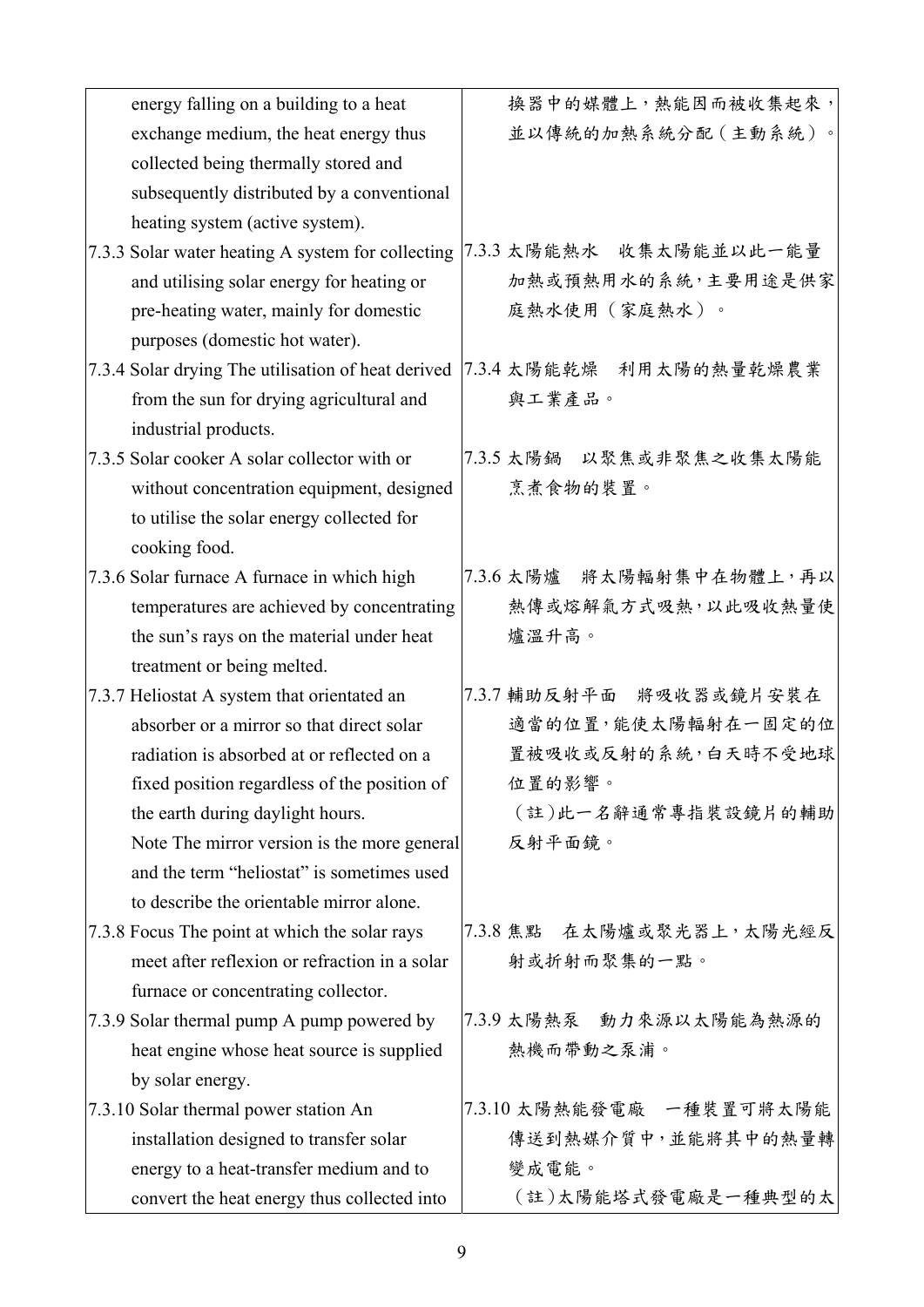| | |
|---|---|
| energy falling on a building to a heat exchange medium, the heat energy thus collected being thermally stored and subsequently distributed by a conventional heating system (active system). | 換器中的媒體上，熱能因而被收集起來，並以傳統的加熱系統分配（主動系統）。 |
| 7.3.3 Solar water heating A system for collecting and utilising solar energy for heating or pre-heating water, mainly for domestic purposes (domestic hot water). | 7.3.3 太陽能熱水　收集太陽能並以此一能量加熱或預熱用水的系統，主要用途是供家庭熱水使用（家庭熱水）。 |
| 7.3.4 Solar drying The utilisation of heat derived from the sun for drying agricultural and industrial products. | 7.3.4 太陽能乾燥　利用太陽的熱量乾燥農業與工業產品。 |
| 7.3.5 Solar cooker A solar collector with or without concentration equipment, designed to utilise the solar energy collected for cooking food. | 7.3.5 太陽鍋　以聚焦或非聚焦之收集太陽能烹煮食物的裝置。 |
| 7.3.6 Solar furnace A furnace in which high temperatures are achieved by concentrating the sun's rays on the material under heat treatment or being melted. | 7.3.6 太陽爐　將太陽輻射集中在物體上，再以熱傳或熔解氣方式吸熱，以此吸收熱量使爐溫升高。 |
| 7.3.7 Heliostat A system that orientated an absorber or a mirror so that direct solar radiation is absorbed at or reflected on a fixed position regardless of the position of the earth during daylight hours.<br>Note The mirror version is the more general and the term "heliostat" is sometimes used to describe the orientable mirror alone. | 7.3.7 輔助反射平面　將吸收器或鏡片安裝在適當的位置，能使太陽輻射在一固定的位置被吸收或反射的系統，白天時不受地球位置的影響。<br>（註）此一名辭通常專指裝設鏡片的輔助反射平面鏡。 |
| 7.3.8 Focus The point at which the solar rays meet after reflexion or refraction in a solar furnace or concentrating collector. | 7.3.8 焦點　在太陽爐或聚光器上，太陽光經反射或折射而聚集的一點。 |
| 7.3.9 Solar thermal pump A pump powered by heat engine whose heat source is supplied by solar energy. | 7.3.9 太陽熱泵　動力來源以太陽能為熱源的熱機而帶動之泵浦。 |
| 7.3.10 Solar thermal power station An installation designed to transfer solar energy to a heat-transfer medium and to convert the heat energy thus collected into | 7.3.10 太陽熱能發電廠　一種裝置可將太陽能傳送到熱媒介質中，並能將其中的熱量轉變成電能。<br>（註）太陽能塔式發電廠是一種典型的太 |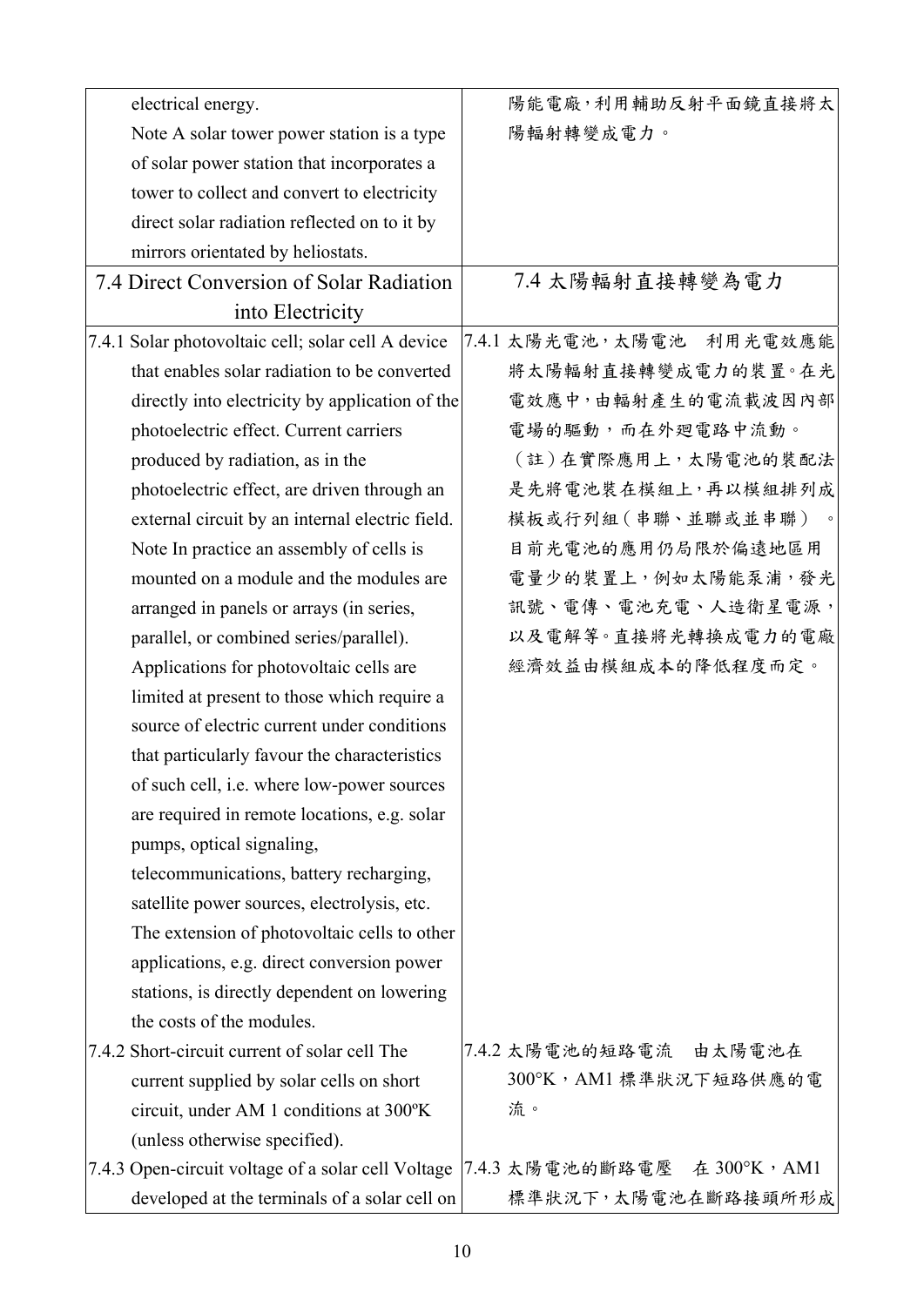| | |
|---|---|
| electrical energy.<br>Note A solar tower power station is a type of solar power station that incorporates a tower to collect and convert to electricity direct solar radiation reflected on to it by mirrors orientated by heliostats. | 陽能電廠，利用輔助反射平面鏡直接將太陽輻射轉變成電力。 |
| 7.4 Direct Conversion of Solar Radiation into Electricity | 7.4 太陽輻射直接轉變為電力 |
| 7.4.1 Solar photovoltaic cell; solar cell A device that enables solar radiation to be converted directly into electricity by application of the photoelectric effect. Current carriers produced by radiation, as in the photoelectric effect, are driven through an external circuit by an internal electric field.<br>Note In practice an assembly of cells is mounted on a module and the modules are arranged in panels or arrays (in series, parallel, or combined series/parallel). Applications for photovoltaic cells are limited at present to those which require a source of electric current under conditions that particularly favour the characteristics of such cell, i.e. where low-power sources are required in remote locations, e.g. solar pumps, optical signaling, telecommunications, battery recharging, satellite power sources, electrolysis, etc. The extension of photovoltaic cells to other applications, e.g. direct conversion power stations, is directly dependent on lowering the costs of the modules. | 7.4.1 太陽光電池，太陽電池　利用光電效應能將太陽輻射直接轉變成電力的裝置。在光電效應中，由輻射產生的電流載波因內部電場的驅動，而在外迴電路中流動。<br>（註）在實際應用上，太陽電池的裝配法是先將電池裝在模組上，再以模組排列成模板或行列組（串聯、並聯或並串聯）。目前光電池的應用仍局限於偏遠地區用電量少的裝置上，例如太陽能泵浦，發光訊號、電傳、電池充電、人造衛星電源，以及電解等。直接將光轉換成電力的電廠經濟效益由模組成本的降低程度而定。 |
| 7.4.2 Short-circuit current of solar cell The current supplied by solar cells on short circuit, under AM 1 conditions at 300ºK (unless otherwise specified). | 7.4.2 太陽電池的短路電流　由太陽電池在 300°K，AM1 標準狀況下短路供應的電流。 |
| 7.4.3 Open-circuit voltage of a solar cell Voltage developed at the terminals of a solar cell on | 7.4.3 太陽電池的斷路電壓　在 300°K，AM1 標準狀況下，太陽電池在斷路接頭所形成 |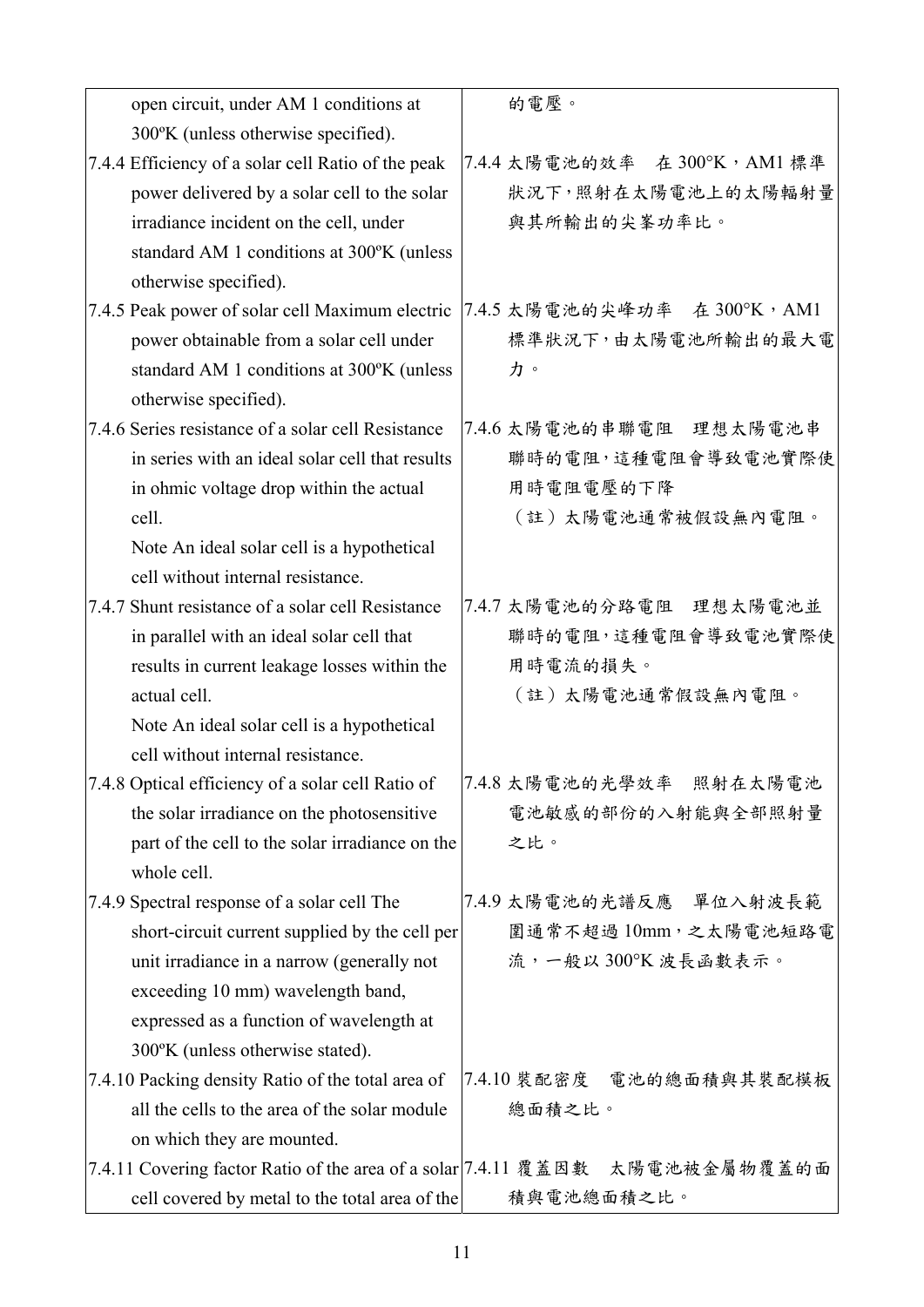| | |
|---|---|
| open circuit, under AM 1 conditions at 300ºK (unless otherwise specified). | 的電壓。 |
| 7.4.4 Efficiency of a solar cell Ratio of the peak power delivered by a solar cell to the solar irradiance incident on the cell, under standard AM 1 conditions at 300ºK (unless otherwise specified). | 7.4.4 太陽電池的效率　在 300°K，AM1 標準狀況下，照射在太陽電池上的太陽輻射量與其所輸出的尖峯功率比。 |
| 7.4.5 Peak power of solar cell Maximum electric power obtainable from a solar cell under standard AM 1 conditions at 300ºK (unless otherwise specified). | 7.4.5 太陽電池的尖峰功率　在 300°K，AM1 標準狀況下，由太陽電池所輸出的最大電力。 |
| 7.4.6 Series resistance of a solar cell Resistance in series with an ideal solar cell that results in ohmic voltage drop within the actual cell.<br>Note An ideal solar cell is a hypothetical cell without internal resistance. | 7.4.6 太陽電池的串聯電阻　理想太陽電池串聯時的電阻，這種電阻會導致電池實際使用時電阻電壓的下降<br>（註）太陽電池通常被假設無內電阻。 |
| 7.4.7 Shunt resistance of a solar cell Resistance in parallel with an ideal solar cell that results in current leakage losses within the actual cell.<br>Note An ideal solar cell is a hypothetical cell without internal resistance. | 7.4.7 太陽電池的分路電阻　理想太陽電池並聯時的電阻，這種電阻會導致電池實際使用時電流的損失。<br>（註）太陽電池通常假設無內電阻。 |
| 7.4.8 Optical efficiency of a solar cell Ratio of the solar irradiance on the photosensitive part of the cell to the solar irradiance on the whole cell. | 7.4.8 太陽電池的光學效率　照射在太陽電池電池敏感的部份的入射能與全部照射量之比。 |
| 7.4.9 Spectral response of a solar cell The short-circuit current supplied by the cell per unit irradiance in a narrow (generally not exceeding 10 mm) wavelength band, expressed as a function of wavelength at 300ºK (unless otherwise stated). | 7.4.9 太陽電池的光譜反應　單位入射波長範圍通常不超過 10mm，之太陽電池短路電流，一般以 300°K 波長函數表示。 |
| 7.4.10 Packing density Ratio of the total area of all the cells to the area of the solar module on which they are mounted. | 7.4.10 裝配密度　電池的總面積與其裝配模板總面積之比。 |
| 7.4.11 Covering factor Ratio of the area of a solar cell covered by metal to the total area of the | 7.4.11 覆蓋因數　太陽電池被金屬物覆蓋的面積與電池總面積之比。 |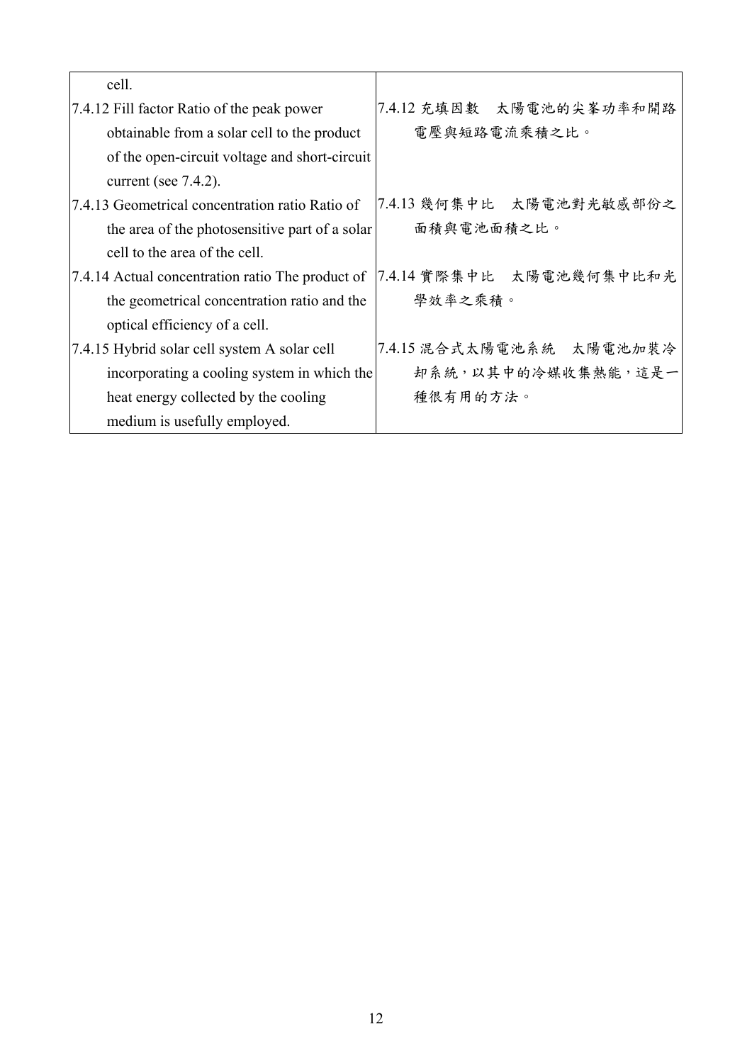| | |
|---|---|
| cell. | |
| 7.4.12 Fill factor Ratio of the peak power obtainable from a solar cell to the product of the open-circuit voltage and short-circuit current (see 7.4.2). | 7.4.12 充填因數　太陽電池的尖峯功率和開路電壓與短路電流乘積之比。 |
| 7.4.13 Geometrical concentration ratio Ratio of the area of the photosensitive part of a solar cell to the area of the cell. | 7.4.13 幾何集中比　太陽電池對光敏感部份之面積與電池面積之比。 |
| 7.4.14 Actual concentration ratio The product of the geometrical concentration ratio and the optical efficiency of a cell. | 7.4.14 實際集中比　太陽電池幾何集中比和光學效率之乘積。 |
| 7.4.15 Hybrid solar cell system A solar cell incorporating a cooling system in which the heat energy collected by the cooling medium is usefully employed. | 7.4.15 混合式太陽電池系統　太陽電池加裝冷却系統，以其中的冷媒收集熱能，這是一種很有用的方法。 |